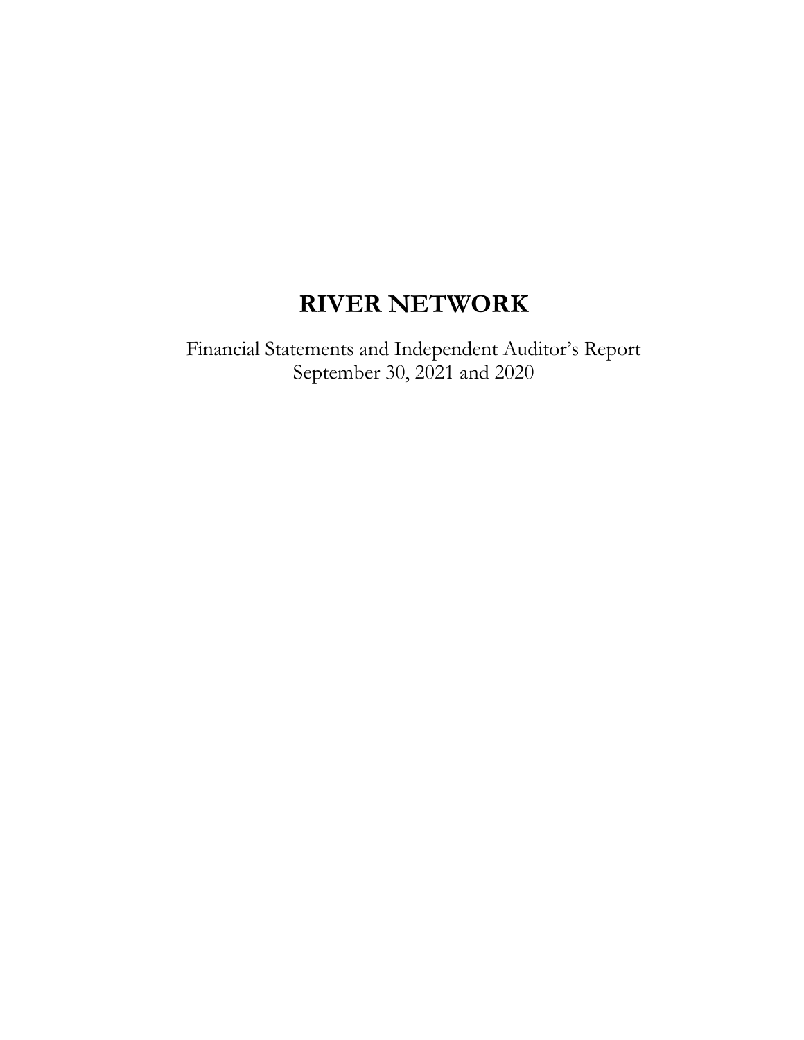# RIVER NETWORK

Financial Statements and Independent Auditor's Report
September 30, 2021 and 2020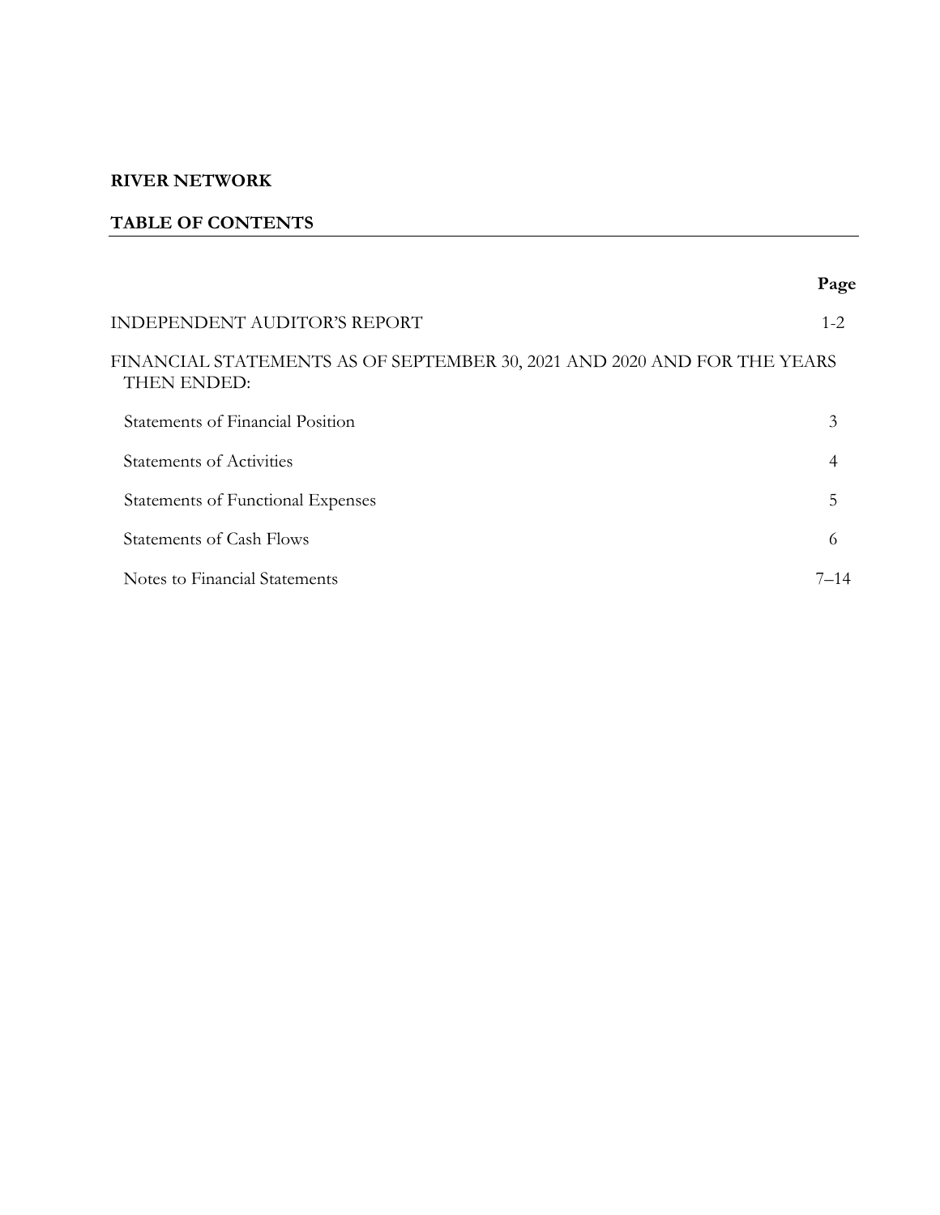**RIVER NETWORK**

**TABLE OF CONTENTS**

| | Page |
|---|---|
| INDEPENDENT AUDITOR'S REPORT | 1-2 |
| FINANCIAL STATEMENTS AS OF SEPTEMBER 30, 2021 AND 2020 AND FOR THE YEARS THEN ENDED: | |
| Statements of Financial Position | 3 |
| Statements of Activities | 4 |
| Statements of Functional Expenses | 5 |
| Statements of Cash Flows | 6 |
| Notes to Financial Statements | 7–14 |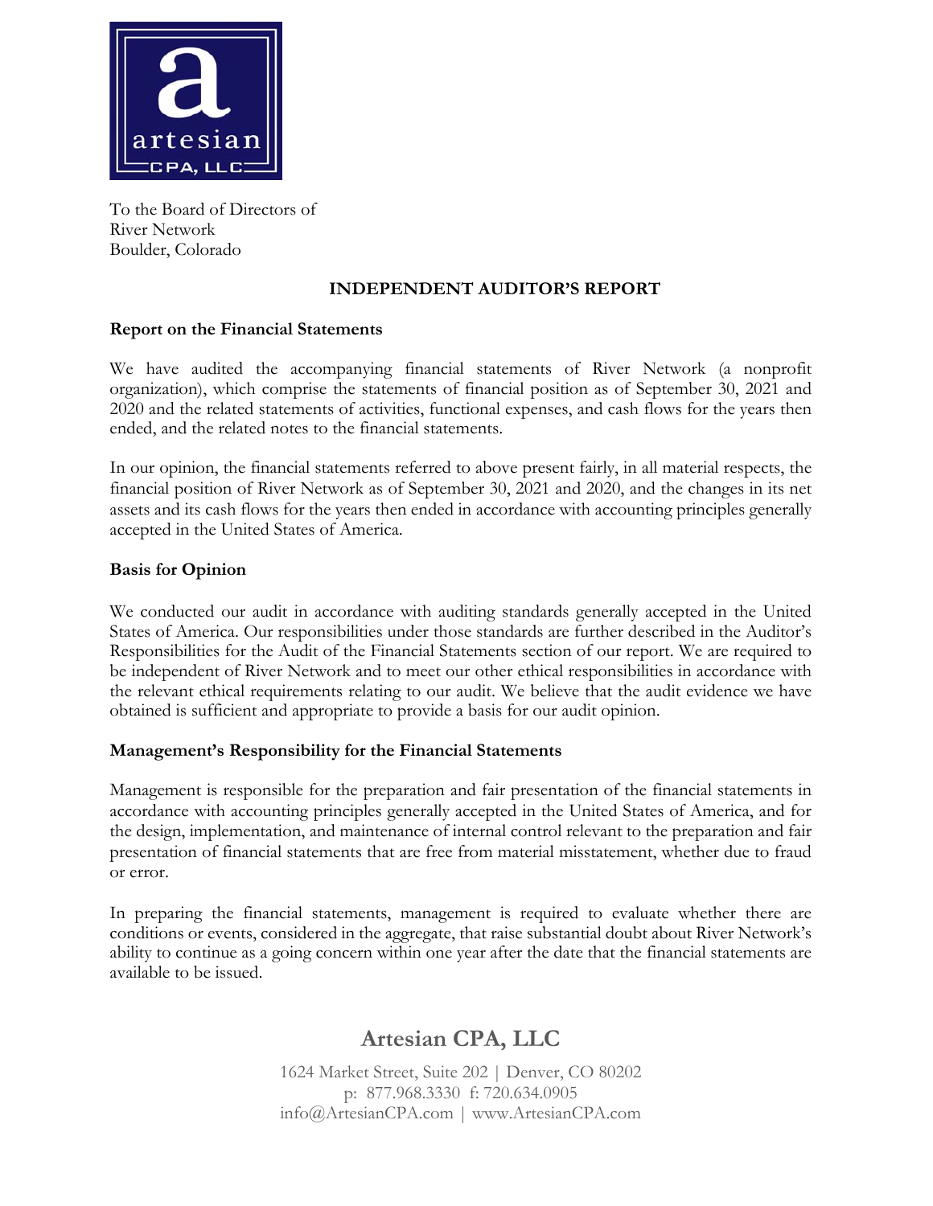To the Board of Directors of
River Network
Boulder, Colorado

## INDEPENDENT AUDITOR'S REPORT

### Report on the Financial Statements

We have audited the accompanying financial statements of River Network (a nonprofit organization), which comprise the statements of financial position as of September 30, 2021 and 2020 and the related statements of activities, functional expenses, and cash flows for the years then ended, and the related notes to the financial statements.

In our opinion, the financial statements referred to above present fairly, in all material respects, the financial position of River Network as of September 30, 2021 and 2020, and the changes in its net assets and its cash flows for the years then ended in accordance with accounting principles generally accepted in the United States of America.

### Basis for Opinion

We conducted our audit in accordance with auditing standards generally accepted in the United States of America. Our responsibilities under those standards are further described in the Auditor's Responsibilities for the Audit of the Financial Statements section of our report. We are required to be independent of River Network and to meet our other ethical responsibilities in accordance with the relevant ethical requirements relating to our audit. We believe that the audit evidence we have obtained is sufficient and appropriate to provide a basis for our audit opinion.

### Management's Responsibility for the Financial Statements

Management is responsible for the preparation and fair presentation of the financial statements in accordance with accounting principles generally accepted in the United States of America, and for the design, implementation, and maintenance of internal control relevant to the preparation and fair presentation of financial statements that are free from material misstatement, whether due to fraud or error.

In preparing the financial statements, management is required to evaluate whether there are conditions or events, considered in the aggregate, that raise substantial doubt about River Network's ability to continue as a going concern within one year after the date that the financial statements are available to be issued.

**Artesian CPA, LLC**

1624 Market Street, Suite 202 | Denver, CO 80202
p: 877.968.3330 f: 720.634.0905
info@ArtesianCPA.com | www.ArtesianCPA.com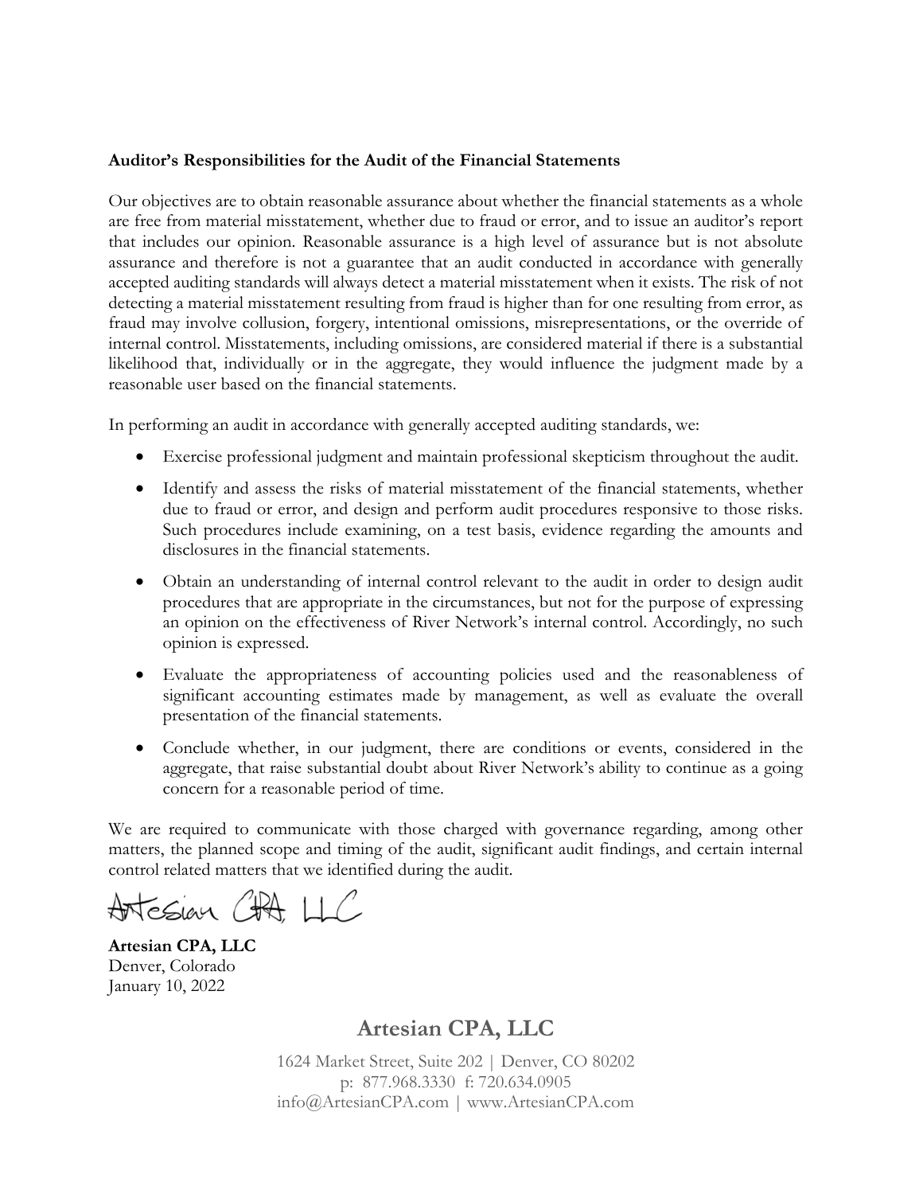**Auditor's Responsibilities for the Audit of the Financial Statements**

Our objectives are to obtain reasonable assurance about whether the financial statements as a whole are free from material misstatement, whether due to fraud or error, and to issue an auditor's report that includes our opinion. Reasonable assurance is a high level of assurance but is not absolute assurance and therefore is not a guarantee that an audit conducted in accordance with generally accepted auditing standards will always detect a material misstatement when it exists. The risk of not detecting a material misstatement resulting from fraud is higher than for one resulting from error, as fraud may involve collusion, forgery, intentional omissions, misrepresentations, or the override of internal control. Misstatements, including omissions, are considered material if there is a substantial likelihood that, individually or in the aggregate, they would influence the judgment made by a reasonable user based on the financial statements.

In performing an audit in accordance with generally accepted auditing standards, we:

- Exercise professional judgment and maintain professional skepticism throughout the audit.
- Identify and assess the risks of material misstatement of the financial statements, whether due to fraud or error, and design and perform audit procedures responsive to those risks. Such procedures include examining, on a test basis, evidence regarding the amounts and disclosures in the financial statements.
- Obtain an understanding of internal control relevant to the audit in order to design audit procedures that are appropriate in the circumstances, but not for the purpose of expressing an opinion on the effectiveness of River Network's internal control. Accordingly, no such opinion is expressed.
- Evaluate the appropriateness of accounting policies used and the reasonableness of significant accounting estimates made by management, as well as evaluate the overall presentation of the financial statements.
- Conclude whether, in our judgment, there are conditions or events, considered in the aggregate, that raise substantial doubt about River Network's ability to continue as a going concern for a reasonable period of time.

We are required to communicate with those charged with governance regarding, among other matters, the planned scope and timing of the audit, significant audit findings, and certain internal control related matters that we identified during the audit.

Artesian CPA, LLC

**Artesian CPA, LLC**
Denver, Colorado
January 10, 2022

## Artesian CPA, LLC

1624 Market Street, Suite 202 | Denver, CO 80202
p: 877.968.3330 f: 720.634.0905
info@ArtesianCPA.com | www.ArtesianCPA.com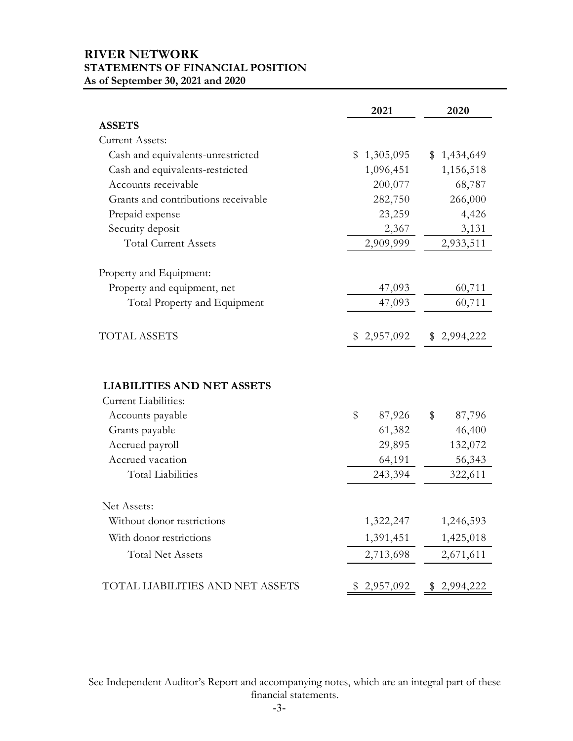# RIVER NETWORK
## STATEMENTS OF FINANCIAL POSITION
**As of September 30, 2021 and 2020**

| | 2021 | 2020 |
|---|---|---|
| **ASSETS** | | |
| Current Assets: | | |
| Cash and equivalents-unrestricted | $ 1,305,095 | $ 1,434,649 |
| Cash and equivalents-restricted | 1,096,451 | 1,156,518 |
| Accounts receivable | 200,077 | 68,787 |
| Grants and contributions receivable | 282,750 | 266,000 |
| Prepaid expense | 23,259 | 4,426 |
| Security deposit | 2,367 | 3,131 |
| Total Current Assets | 2,909,999 | 2,933,511 |
| Property and Equipment: | | |
| Property and equipment, net | 47,093 | 60,711 |
| Total Property and Equipment | 47,093 | 60,711 |
| TOTAL ASSETS | $ 2,957,092 | $ 2,994,222 |
| **LIABILITIES AND NET ASSETS** | | |
| Current Liabilities: | | |
| Accounts payable | $ 87,926 | $ 87,796 |
| Grants payable | 61,382 | 46,400 |
| Accrued payroll | 29,895 | 132,072 |
| Accrued vacation | 64,191 | 56,343 |
| Total Liabilities | 243,394 | 322,611 |
| Net Assets: | | |
| Without donor restrictions | 1,322,247 | 1,246,593 |
| With donor restrictions | 1,391,451 | 1,425,018 |
| Total Net Assets | 2,713,698 | 2,671,611 |
| TOTAL LIABILITIES AND NET ASSETS | $ 2,957,092 | $ 2,994,222 |

See Independent Auditor's Report and accompanying notes, which are an integral part of these financial statements.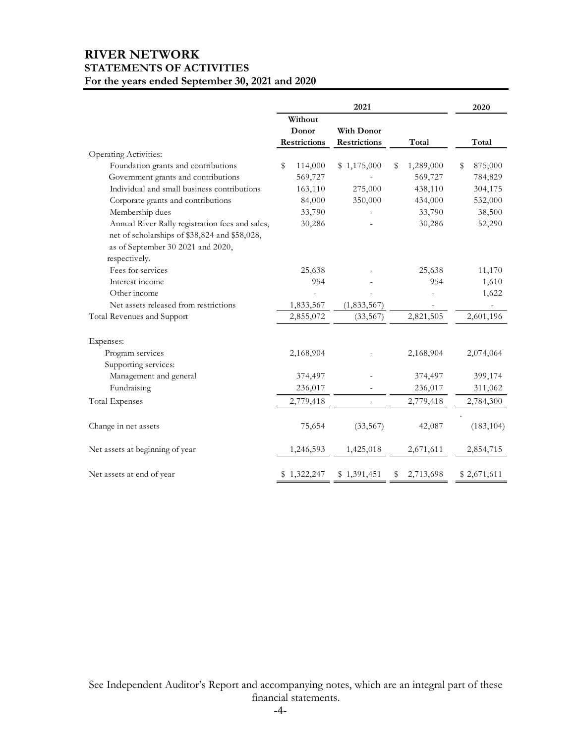# RIVER NETWORK
## STATEMENTS OF ACTIVITIES
### For the years ended September 30, 2021 and 2020

| | 2021 | | | 2020 |
|---|---|---|---|---|
| | Without Donor Restrictions | With Donor Restrictions | Total | Total |
| Operating Activities: | | | | |
| Foundation grants and contributions | $ 114,000 | $ 1,175,000 | $ 1,289,000 | $ 875,000 |
| Government grants and contributions | 569,727 | - | 569,727 | 784,829 |
| Individual and small business contributions | 163,110 | 275,000 | 438,110 | 304,175 |
| Corporate grants and contributions | 84,000 | 350,000 | 434,000 | 532,000 |
| Membership dues | 33,790 | - | 33,790 | 38,500 |
| Annual River Rally registration fees and sales, net of scholarships of $38,824 and $58,028, as of September 30 2021 and 2020, respectively. | 30,286 | - | 30,286 | 52,290 |
| Fees for services | 25,638 | - | 25,638 | 11,170 |
| Interest income | 954 | - | 954 | 1,610 |
| Other income | - | - | - | 1,622 |
| Net assets released from restrictions | 1,833,567 | (1,833,567) | - | - |
| Total Revenues and Support | 2,855,072 | (33,567) | 2,821,505 | 2,601,196 |
| Expenses: | | | | |
| Program services | 2,168,904 | - | 2,168,904 | 2,074,064 |
| Supporting services: | | | | |
| Management and general | 374,497 | - | 374,497 | 399,174 |
| Fundraising | 236,017 | - | 236,017 | 311,062 |
| Total Expenses | 2,779,418 | - | 2,779,418 | 2,784,300 |
| Change in net assets | 75,654 | (33,567) | 42,087 | (183,104) |
| Net assets at beginning of year | 1,246,593 | 1,425,018 | 2,671,611 | 2,854,715 |
| Net assets at end of year | $ 1,322,247 | $ 1,391,451 | $ 2,713,698 | $ 2,671,611 |

See Independent Auditor's Report and accompanying notes, which are an integral part of these financial statements.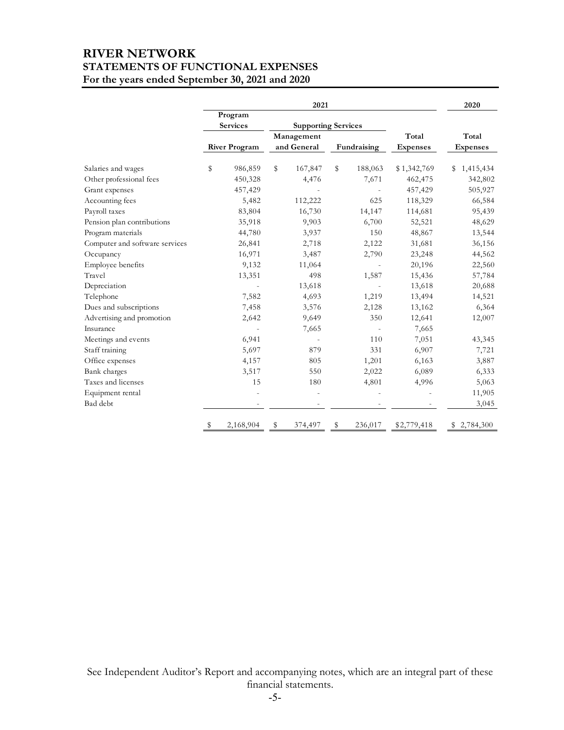# RIVER NETWORK
## STATEMENTS OF FUNCTIONAL EXPENSES
### For the years ended September 30, 2021 and 2020

| | 2021 | | | | 2020 |
|---|---|---|---|---|---|
| | Program Services | Supporting Services | | | |
| | River Program | Management and General | Fundraising | Total Expenses | Total Expenses |
| Salaries and wages | $ 986,859 | $ 167,847 | $ 188,063 | $ 1,342,769 | $ 1,415,434 |
| Other professional fees | 450,328 | 4,476 | 7,671 | 462,475 | 342,802 |
| Grant expenses | 457,429 | - | - | 457,429 | 505,927 |
| Accounting fees | 5,482 | 112,222 | 625 | 118,329 | 66,584 |
| Payroll taxes | 83,804 | 16,730 | 14,147 | 114,681 | 95,439 |
| Pension plan contributions | 35,918 | 9,903 | 6,700 | 52,521 | 48,629 |
| Program materials | 44,780 | 3,937 | 150 | 48,867 | 13,544 |
| Computer and software services | 26,841 | 2,718 | 2,122 | 31,681 | 36,156 |
| Occupancy | 16,971 | 3,487 | 2,790 | 23,248 | 44,562 |
| Employee benefits | 9,132 | 11,064 | - | 20,196 | 22,560 |
| Travel | 13,351 | 498 | 1,587 | 15,436 | 57,784 |
| Depreciation | - | 13,618 | - | 13,618 | 20,688 |
| Telephone | 7,582 | 4,693 | 1,219 | 13,494 | 14,521 |
| Dues and subscriptions | 7,458 | 3,576 | 2,128 | 13,162 | 6,364 |
| Advertising and promotion | 2,642 | 9,649 | 350 | 12,641 | 12,007 |
| Insurance | - | 7,665 | - | 7,665 | |
| Meetings and events | 6,941 | - | 110 | 7,051 | 43,345 |
| Staff training | 5,697 | 879 | 331 | 6,907 | 7,721 |
| Office expenses | 4,157 | 805 | 1,201 | 6,163 | 3,887 |
| Bank charges | 3,517 | 550 | 2,022 | 6,089 | 6,333 |
| Taxes and licenses | 15 | 180 | 4,801 | 4,996 | 5,063 |
| Equipment rental | - | - | - | - | 11,905 |
| Bad debt | - | - | - | - | 3,045 |
| | $ 2,168,904 | $ 374,497 | $ 236,017 | $ 2,779,418 | $ 2,784,300 |

See Independent Auditor's Report and accompanying notes, which are an integral part of these financial statements.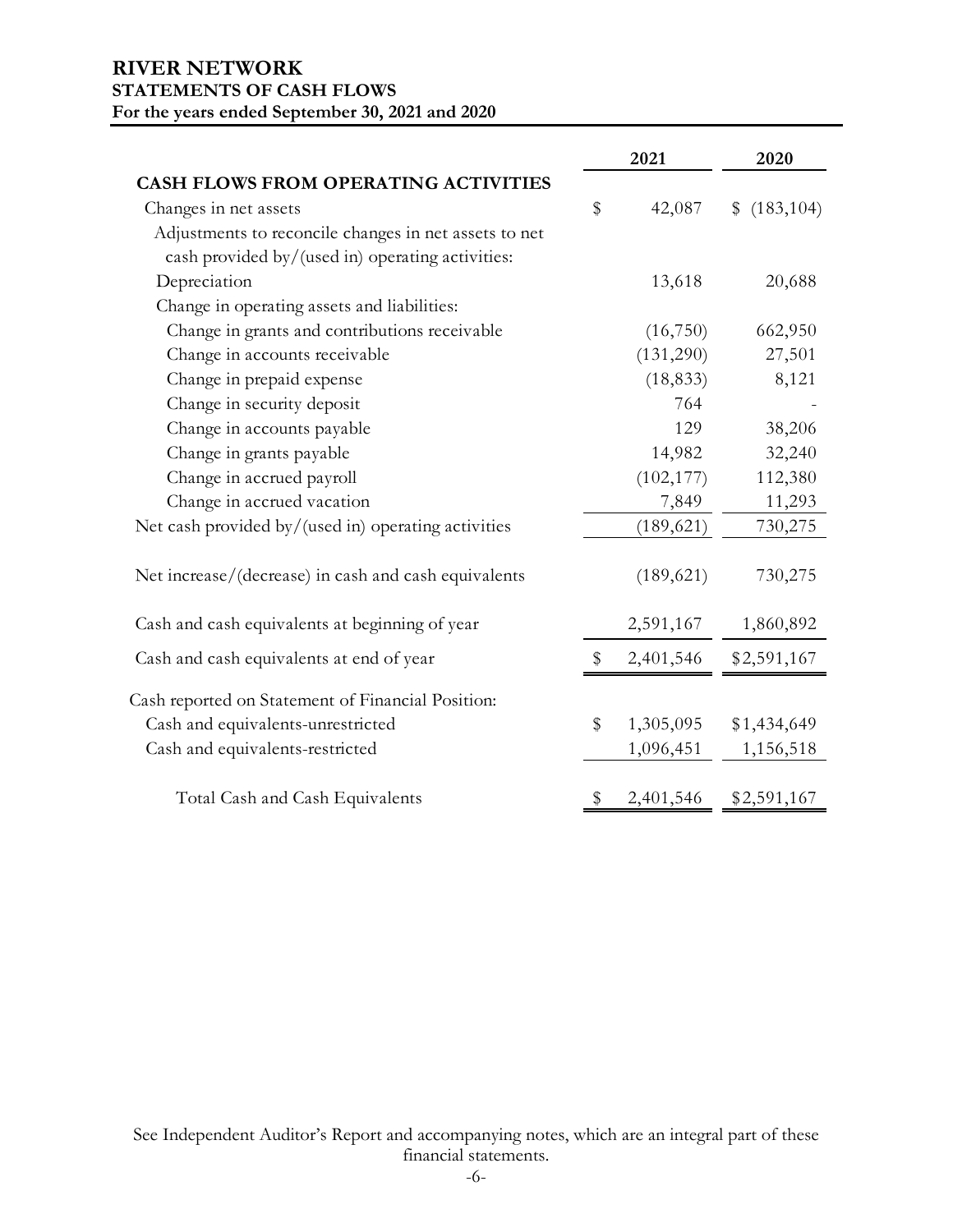# RIVER NETWORK
## STATEMENTS OF CASH FLOWS
### For the years ended September 30, 2021 and 2020

| | 2021 | 2020 |
|---|---|---|
| **CASH FLOWS FROM OPERATING ACTIVITIES** | | |
| Changes in net assets | $ 42,087 | $ (183,104) |
| Adjustments to reconcile changes in net assets to net cash provided by/(used in) operating activities: | | |
| Depreciation | 13,618 | 20,688 |
| Change in operating assets and liabilities: | | |
| Change in grants and contributions receivable | (16,750) | 662,950 |
| Change in accounts receivable | (131,290) | 27,501 |
| Change in prepaid expense | (18,833) | 8,121 |
| Change in security deposit | 764 | - |
| Change in accounts payable | 129 | 38,206 |
| Change in grants payable | 14,982 | 32,240 |
| Change in accrued payroll | (102,177) | 112,380 |
| Change in accrued vacation | 7,849 | 11,293 |
| Net cash provided by/(used in) operating activities | (189,621) | 730,275 |
| | | |
| Net increase/(decrease) in cash and cash equivalents | (189,621) | 730,275 |
| | | |
| Cash and cash equivalents at beginning of year | 2,591,167 | 1,860,892 |
| Cash and cash equivalents at end of year | $ 2,401,546 | $2,591,167 |
| | | |
| Cash reported on Statement of Financial Position: | | |
| Cash and equivalents-unrestricted | $ 1,305,095 | $1,434,649 |
| Cash and equivalents-restricted | 1,096,451 | 1,156,518 |
| | | |
| Total Cash and Cash Equivalents | $ 2,401,546 | $2,591,167 |

See Independent Auditor's Report and accompanying notes, which are an integral part of these financial statements.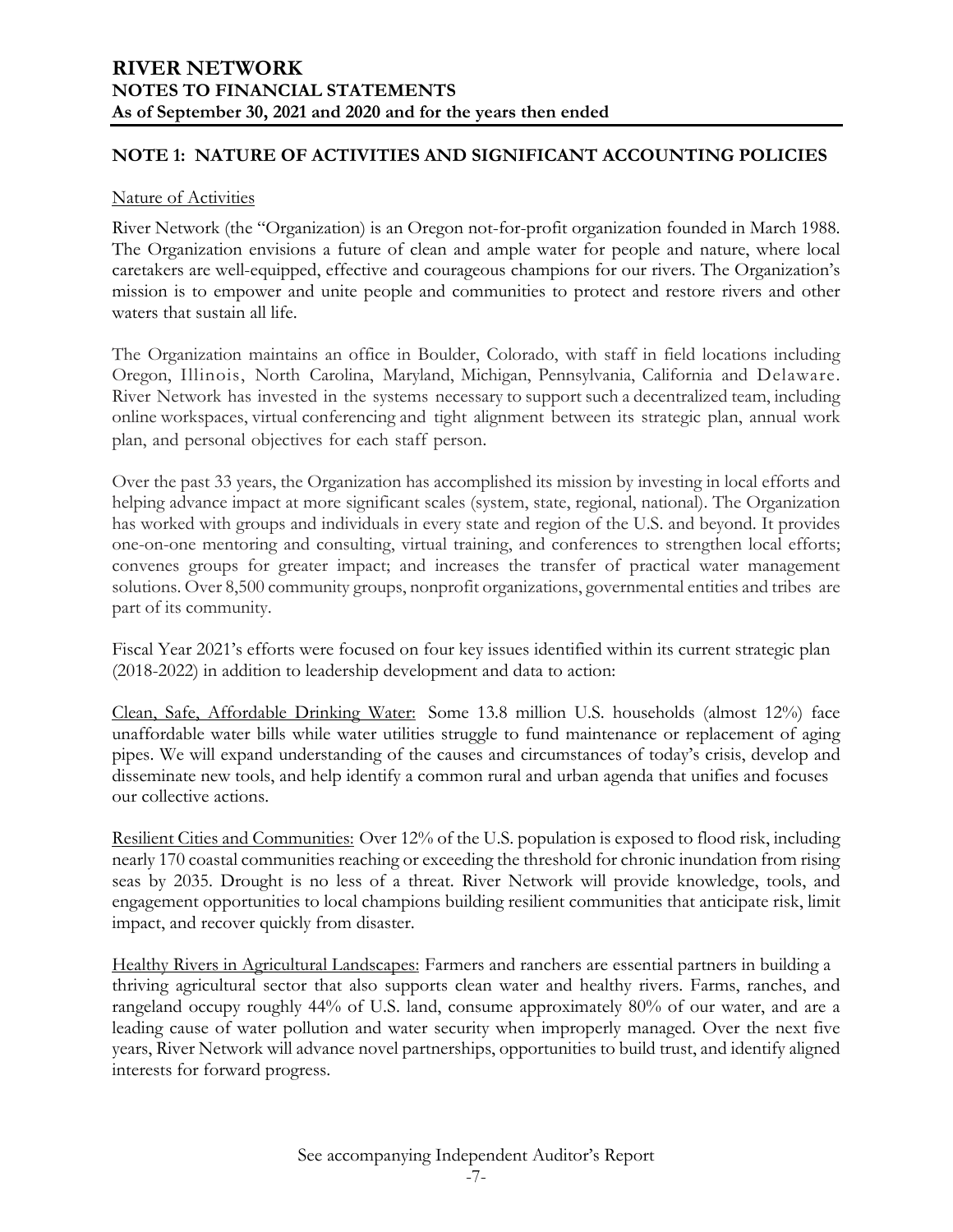# RIVER NETWORK
## NOTES TO FINANCIAL STATEMENTS
### As of September 30, 2021 and 2020 and for the years then ended

## NOTE 1: NATURE OF ACTIVITIES AND SIGNIFICANT ACCOUNTING POLICIES

Nature of Activities

River Network (the "Organization) is an Oregon not-for-profit organization founded in March 1988. The Organization envisions a future of clean and ample water for people and nature, where local caretakers are well-equipped, effective and courageous champions for our rivers. The Organization's mission is to empower and unite people and communities to protect and restore rivers and other waters that sustain all life.

The Organization maintains an office in Boulder, Colorado, with staff in field locations including Oregon, Illinois, North Carolina, Maryland, Michigan, Pennsylvania, California and Delaware. River Network has invested in the systems necessary to support such a decentralized team, including online workspaces, virtual conferencing and tight alignment between its strategic plan, annual work plan, and personal objectives for each staff person.

Over the past 33 years, the Organization has accomplished its mission by investing in local efforts and helping advance impact at more significant scales (system, state, regional, national). The Organization has worked with groups and individuals in every state and region of the U.S. and beyond. It provides one-on-one mentoring and consulting, virtual training, and conferences to strengthen local efforts; convenes groups for greater impact; and increases the transfer of practical water management solutions. Over 8,500 community groups, nonprofit organizations, governmental entities and tribes are part of its community.

Fiscal Year 2021's efforts were focused on four key issues identified within its current strategic plan (2018-2022) in addition to leadership development and data to action:

Clean, Safe, Affordable Drinking Water: Some 13.8 million U.S. households (almost 12%) face unaffordable water bills while water utilities struggle to fund maintenance or replacement of aging pipes. We will expand understanding of the causes and circumstances of today's crisis, develop and disseminate new tools, and help identify a common rural and urban agenda that unifies and focuses our collective actions.

Resilient Cities and Communities: Over 12% of the U.S. population is exposed to flood risk, including nearly 170 coastal communities reaching or exceeding the threshold for chronic inundation from rising seas by 2035. Drought is no less of a threat. River Network will provide knowledge, tools, and engagement opportunities to local champions building resilient communities that anticipate risk, limit impact, and recover quickly from disaster.

Healthy Rivers in Agricultural Landscapes: Farmers and ranchers are essential partners in building a thriving agricultural sector that also supports clean water and healthy rivers. Farms, ranches, and rangeland occupy roughly 44% of U.S. land, consume approximately 80% of our water, and are a leading cause of water pollution and water security when improperly managed. Over the next five years, River Network will advance novel partnerships, opportunities to build trust, and identify aligned interests for forward progress.

See accompanying Independent Auditor's Report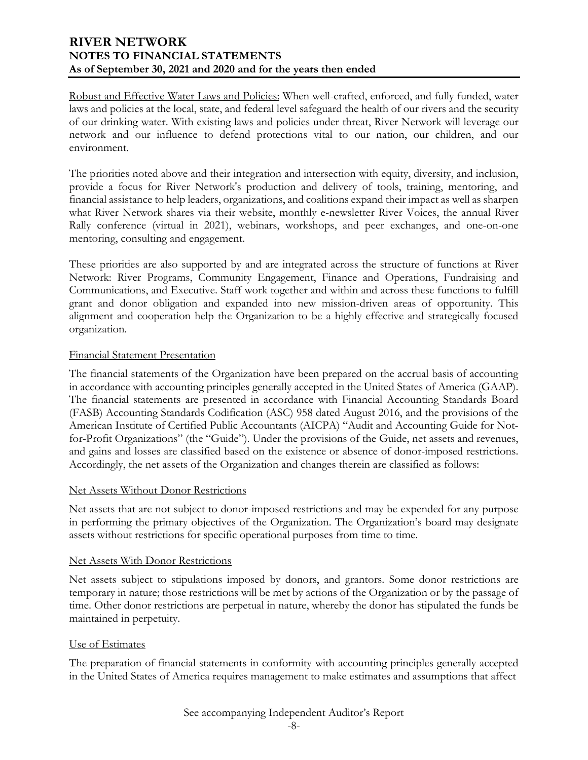Robust and Effective Water Laws and Policies: When well-crafted, enforced, and fully funded, water laws and policies at the local, state, and federal level safeguard the health of our rivers and the security of our drinking water. With existing laws and policies under threat, River Network will leverage our network and our influence to defend protections vital to our nation, our children, and our environment.

The priorities noted above and their integration and intersection with equity, diversity, and inclusion, provide a focus for River Network's production and delivery of tools, training, mentoring, and financial assistance to help leaders, organizations, and coalitions expand their impact as well as sharpen what River Network shares via their website, monthly e-newsletter River Voices, the annual River Rally conference (virtual in 2021), webinars, workshops, and peer exchanges, and one-on-one mentoring, consulting and engagement.

These priorities are also supported by and are integrated across the structure of functions at River Network: River Programs, Community Engagement, Finance and Operations, Fundraising and Communications, and Executive. Staff work together and within and across these functions to fulfill grant and donor obligation and expanded into new mission-driven areas of opportunity. This alignment and cooperation help the Organization to be a highly effective and strategically focused organization.

## Financial Statement Presentation

The financial statements of the Organization have been prepared on the accrual basis of accounting in accordance with accounting principles generally accepted in the United States of America (GAAP). The financial statements are presented in accordance with Financial Accounting Standards Board (FASB) Accounting Standards Codification (ASC) 958 dated August 2016, and the provisions of the American Institute of Certified Public Accountants (AICPA) "Audit and Accounting Guide for Not-for-Profit Organizations" (the "Guide"). Under the provisions of the Guide, net assets and revenues, and gains and losses are classified based on the existence or absence of donor-imposed restrictions. Accordingly, the net assets of the Organization and changes therein are classified as follows:

## Net Assets Without Donor Restrictions

Net assets that are not subject to donor-imposed restrictions and may be expended for any purpose in performing the primary objectives of the Organization. The Organization's board may designate assets without restrictions for specific operational purposes from time to time.

## Net Assets With Donor Restrictions

Net assets subject to stipulations imposed by donors, and grantors. Some donor restrictions are temporary in nature; those restrictions will be met by actions of the Organization or by the passage of time. Other donor restrictions are perpetual in nature, whereby the donor has stipulated the funds be maintained in perpetuity.

## Use of Estimates

The preparation of financial statements in conformity with accounting principles generally accepted in the United States of America requires management to make estimates and assumptions that affect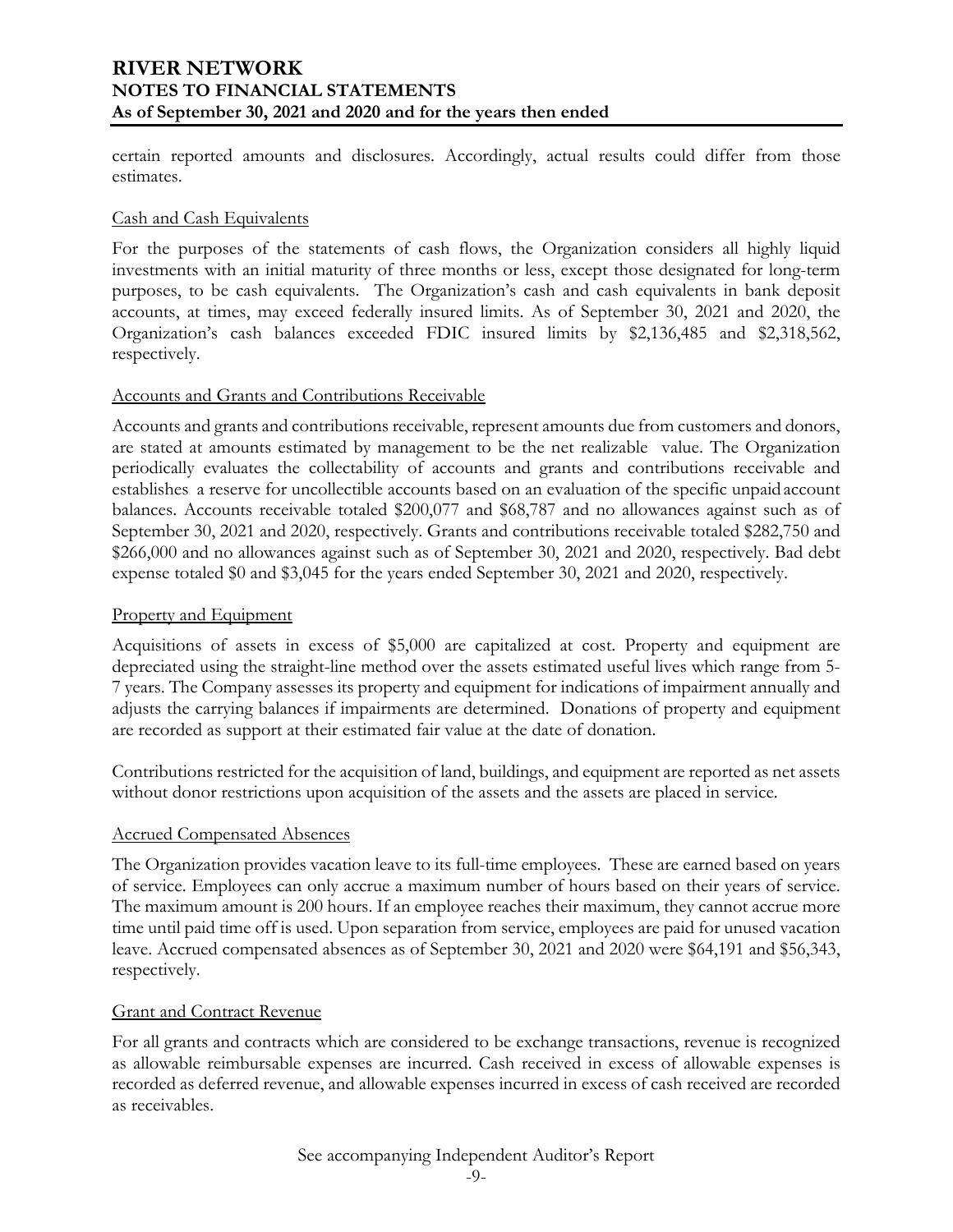certain reported amounts and disclosures. Accordingly, actual results could differ from those estimates.

### Cash and Cash Equivalents

For the purposes of the statements of cash flows, the Organization considers all highly liquid investments with an initial maturity of three months or less, except those designated for long-term purposes, to be cash equivalents. The Organization's cash and cash equivalents in bank deposit accounts, at times, may exceed federally insured limits. As of September 30, 2021 and 2020, the Organization's cash balances exceeded FDIC insured limits by $2,136,485 and $2,318,562, respectively.

### Accounts and Grants and Contributions Receivable

Accounts and grants and contributions receivable, represent amounts due from customers and donors, are stated at amounts estimated by management to be the net realizable value. The Organization periodically evaluates the collectability of accounts and grants and contributions receivable and establishes a reserve for uncollectible accounts based on an evaluation of the specific unpaid account balances. Accounts receivable totaled $200,077 and $68,787 and no allowances against such as of September 30, 2021 and 2020, respectively. Grants and contributions receivable totaled $282,750 and $266,000 and no allowances against such as of September 30, 2021 and 2020, respectively. Bad debt expense totaled $0 and $3,045 for the years ended September 30, 2021 and 2020, respectively.

### Property and Equipment

Acquisitions of assets in excess of $5,000 are capitalized at cost. Property and equipment are depreciated using the straight-line method over the assets estimated useful lives which range from 5-7 years. The Company assesses its property and equipment for indications of impairment annually and adjusts the carrying balances if impairments are determined. Donations of property and equipment are recorded as support at their estimated fair value at the date of donation.

Contributions restricted for the acquisition of land, buildings, and equipment are reported as net assets without donor restrictions upon acquisition of the assets and the assets are placed in service.

### Accrued Compensated Absences

The Organization provides vacation leave to its full-time employees. These are earned based on years of service. Employees can only accrue a maximum number of hours based on their years of service. The maximum amount is 200 hours. If an employee reaches their maximum, they cannot accrue more time until paid time off is used. Upon separation from service, employees are paid for unused vacation leave. Accrued compensated absences as of September 30, 2021 and 2020 were $64,191 and $56,343, respectively.

### Grant and Contract Revenue

For all grants and contracts which are considered to be exchange transactions, revenue is recognized as allowable reimbursable expenses are incurred. Cash received in excess of allowable expenses is recorded as deferred revenue, and allowable expenses incurred in excess of cash received are recorded as receivables.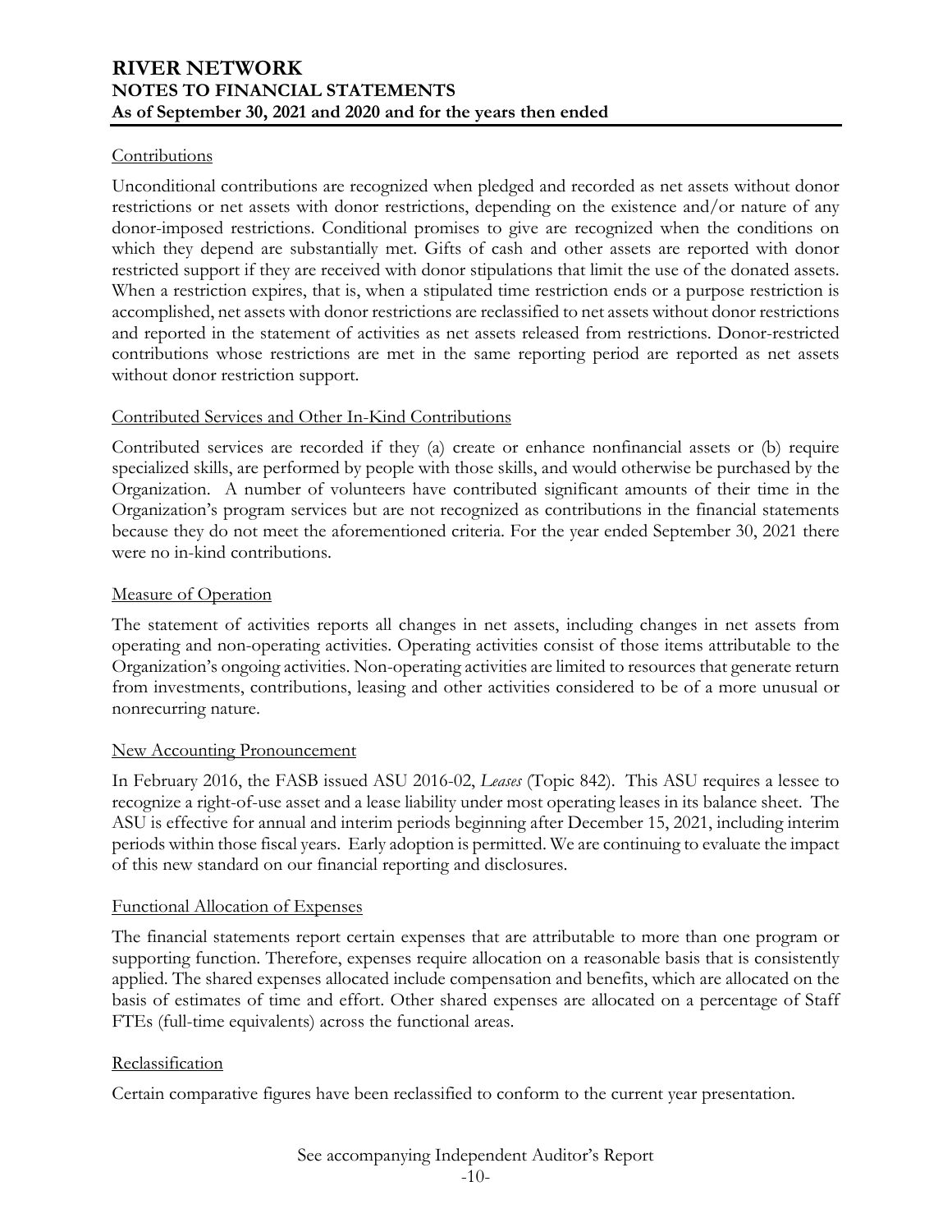## Contributions

Unconditional contributions are recognized when pledged and recorded as net assets without donor restrictions or net assets with donor restrictions, depending on the existence and/or nature of any donor-imposed restrictions. Conditional promises to give are recognized when the conditions on which they depend are substantially met. Gifts of cash and other assets are reported with donor restricted support if they are received with donor stipulations that limit the use of the donated assets. When a restriction expires, that is, when a stipulated time restriction ends or a purpose restriction is accomplished, net assets with donor restrictions are reclassified to net assets without donor restrictions and reported in the statement of activities as net assets released from restrictions. Donor-restricted contributions whose restrictions are met in the same reporting period are reported as net assets without donor restriction support.

## Contributed Services and Other In-Kind Contributions

Contributed services are recorded if they (a) create or enhance nonfinancial assets or (b) require specialized skills, are performed by people with those skills, and would otherwise be purchased by the Organization. A number of volunteers have contributed significant amounts of their time in the Organization's program services but are not recognized as contributions in the financial statements because they do not meet the aforementioned criteria. For the year ended September 30, 2021 there were no in-kind contributions.

## Measure of Operation

The statement of activities reports all changes in net assets, including changes in net assets from operating and non-operating activities. Operating activities consist of those items attributable to the Organization's ongoing activities. Non-operating activities are limited to resources that generate return from investments, contributions, leasing and other activities considered to be of a more unusual or nonrecurring nature.

## New Accounting Pronouncement

In February 2016, the FASB issued ASU 2016-02, *Leases* (Topic 842). This ASU requires a lessee to recognize a right-of-use asset and a lease liability under most operating leases in its balance sheet. The ASU is effective for annual and interim periods beginning after December 15, 2021, including interim periods within those fiscal years. Early adoption is permitted. We are continuing to evaluate the impact of this new standard on our financial reporting and disclosures.

## Functional Allocation of Expenses

The financial statements report certain expenses that are attributable to more than one program or supporting function. Therefore, expenses require allocation on a reasonable basis that is consistently applied. The shared expenses allocated include compensation and benefits, which are allocated on the basis of estimates of time and effort. Other shared expenses are allocated on a percentage of Staff FTEs (full-time equivalents) across the functional areas.

## Reclassification

Certain comparative figures have been reclassified to conform to the current year presentation.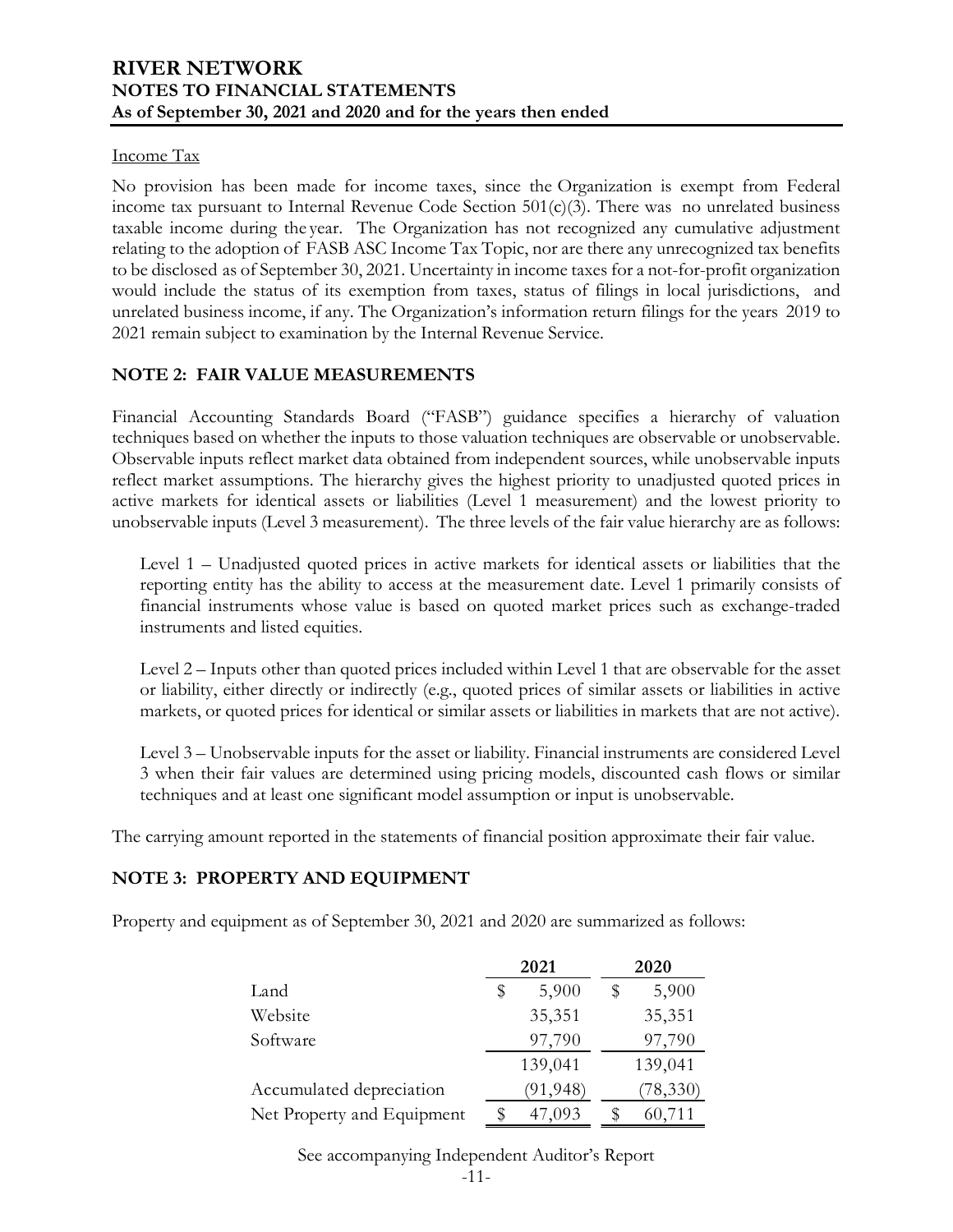Income Tax

No provision has been made for income taxes, since the Organization is exempt from Federal income tax pursuant to Internal Revenue Code Section 501(c)(3). There was no unrelated business taxable income during the year. The Organization has not recognized any cumulative adjustment relating to the adoption of FASB ASC Income Tax Topic, nor are there any unrecognized tax benefits to be disclosed as of September 30, 2021. Uncertainty in income taxes for a not-for-profit organization would include the status of its exemption from taxes, status of filings in local jurisdictions, and unrelated business income, if any. The Organization's information return filings for the years 2019 to 2021 remain subject to examination by the Internal Revenue Service.

## NOTE 2: FAIR VALUE MEASUREMENTS

Financial Accounting Standards Board ("FASB") guidance specifies a hierarchy of valuation techniques based on whether the inputs to those valuation techniques are observable or unobservable. Observable inputs reflect market data obtained from independent sources, while unobservable inputs reflect market assumptions. The hierarchy gives the highest priority to unadjusted quoted prices in active markets for identical assets or liabilities (Level 1 measurement) and the lowest priority to unobservable inputs (Level 3 measurement). The three levels of the fair value hierarchy are as follows:

Level 1 – Unadjusted quoted prices in active markets for identical assets or liabilities that the reporting entity has the ability to access at the measurement date. Level 1 primarily consists of financial instruments whose value is based on quoted market prices such as exchange-traded instruments and listed equities.

Level 2 – Inputs other than quoted prices included within Level 1 that are observable for the asset or liability, either directly or indirectly (e.g., quoted prices of similar assets or liabilities in active markets, or quoted prices for identical or similar assets or liabilities in markets that are not active).

Level 3 – Unobservable inputs for the asset or liability. Financial instruments are considered Level 3 when their fair values are determined using pricing models, discounted cash flows or similar techniques and at least one significant model assumption or input is unobservable.

The carrying amount reported in the statements of financial position approximate their fair value.

## NOTE 3: PROPERTY AND EQUIPMENT

Property and equipment as of September 30, 2021 and 2020 are summarized as follows:

| | 2021 | 2020 |
|---|---|---|
| Land | $ 5,900 | $ 5,900 |
| Website | 35,351 | 35,351 |
| Software | 97,790 | 97,790 |
| | 139,041 | 139,041 |
| Accumulated depreciation | (91,948) | (78,330) |
| Net Property and Equipment | $ 47,093 | $ 60,711 |

See accompanying Independent Auditor's Report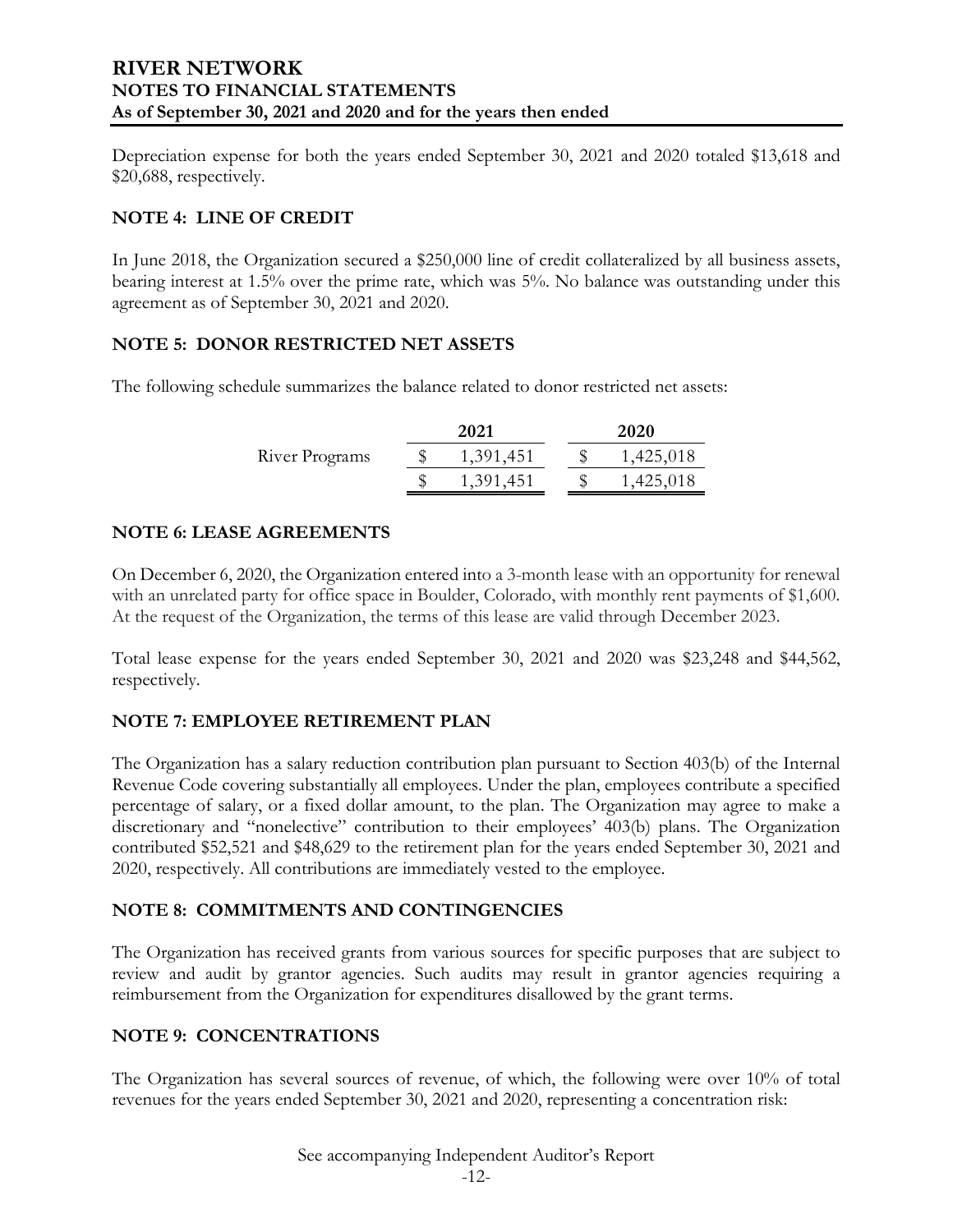Depreciation expense for both the years ended September 30, 2021 and 2020 totaled $13,618 and $20,688, respectively.

## NOTE 4: LINE OF CREDIT

In June 2018, the Organization secured a $250,000 line of credit collateralized by all business assets, bearing interest at 1.5% over the prime rate, which was 5%. No balance was outstanding under this agreement as of September 30, 2021 and 2020.

## NOTE 5: DONOR RESTRICTED NET ASSETS

The following schedule summarizes the balance related to donor restricted net assets:

| | 2021 | 2020 |
|---|---|---|
| River Programs | $ 1,391,451 | $ 1,425,018 |
| | $ 1,391,451 | $ 1,425,018 |

## NOTE 6: LEASE AGREEMENTS

On December 6, 2020, the Organization entered into a 3-month lease with an opportunity for renewal with an unrelated party for office space in Boulder, Colorado, with monthly rent payments of $1,600. At the request of the Organization, the terms of this lease are valid through December 2023.

Total lease expense for the years ended September 30, 2021 and 2020 was $23,248 and $44,562, respectively.

## NOTE 7: EMPLOYEE RETIREMENT PLAN

The Organization has a salary reduction contribution plan pursuant to Section 403(b) of the Internal Revenue Code covering substantially all employees. Under the plan, employees contribute a specified percentage of salary, or a fixed dollar amount, to the plan. The Organization may agree to make a discretionary and "nonelective" contribution to their employees' 403(b) plans. The Organization contributed $52,521 and $48,629 to the retirement plan for the years ended September 30, 2021 and 2020, respectively. All contributions are immediately vested to the employee.

## NOTE 8: COMMITMENTS AND CONTINGENCIES

The Organization has received grants from various sources for specific purposes that are subject to review and audit by grantor agencies. Such audits may result in grantor agencies requiring a reimbursement from the Organization for expenditures disallowed by the grant terms.

## NOTE 9: CONCENTRATIONS

The Organization has several sources of revenue, of which, the following were over 10% of total revenues for the years ended September 30, 2021 and 2020, representing a concentration risk: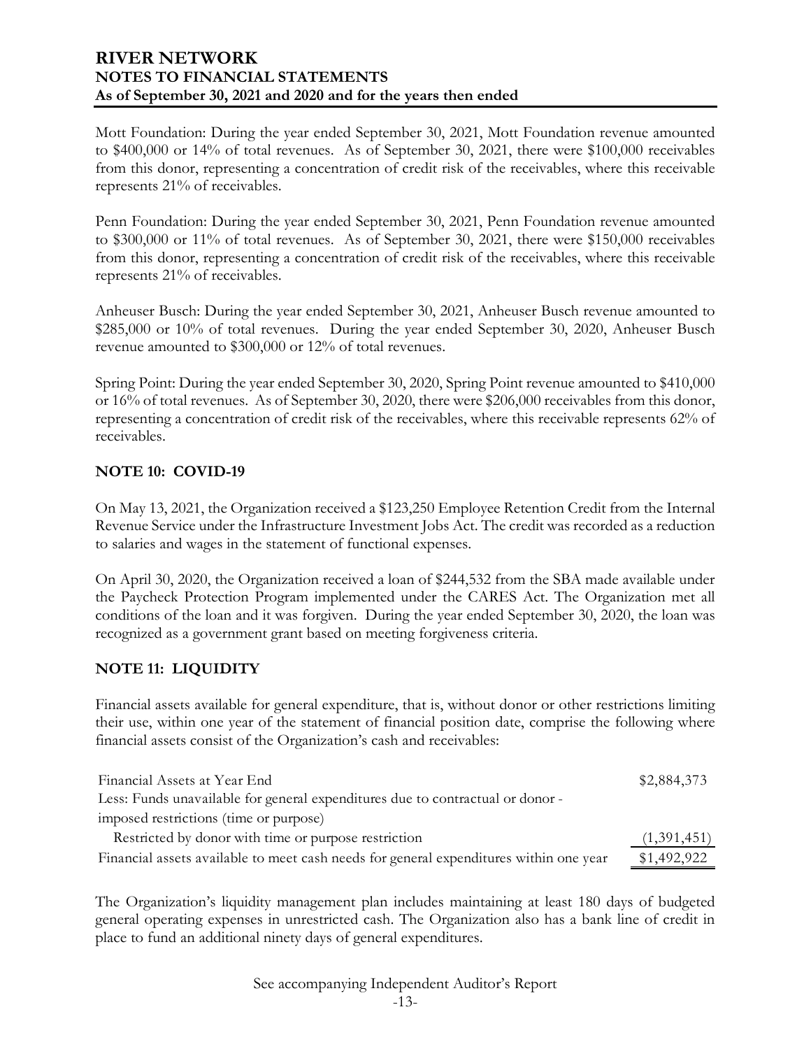Mott Foundation: During the year ended September 30, 2021, Mott Foundation revenue amounted to $400,000 or 14% of total revenues. As of September 30, 2021, there were $100,000 receivables from this donor, representing a concentration of credit risk of the receivables, where this receivable represents 21% of receivables.

Penn Foundation: During the year ended September 30, 2021, Penn Foundation revenue amounted to $300,000 or 11% of total revenues. As of September 30, 2021, there were $150,000 receivables from this donor, representing a concentration of credit risk of the receivables, where this receivable represents 21% of receivables.

Anheuser Busch: During the year ended September 30, 2021, Anheuser Busch revenue amounted to $285,000 or 10% of total revenues. During the year ended September 30, 2020, Anheuser Busch revenue amounted to $300,000 or 12% of total revenues.

Spring Point: During the year ended September 30, 2020, Spring Point revenue amounted to $410,000 or 16% of total revenues. As of September 30, 2020, there were $206,000 receivables from this donor, representing a concentration of credit risk of the receivables, where this receivable represents 62% of receivables.

## NOTE 10: COVID-19

On May 13, 2021, the Organization received a $123,250 Employee Retention Credit from the Internal Revenue Service under the Infrastructure Investment Jobs Act. The credit was recorded as a reduction to salaries and wages in the statement of functional expenses.

On April 30, 2020, the Organization received a loan of $244,532 from the SBA made available under the Paycheck Protection Program implemented under the CARES Act. The Organization met all conditions of the loan and it was forgiven. During the year ended September 30, 2020, the loan was recognized as a government grant based on meeting forgiveness criteria.

## NOTE 11: LIQUIDITY

Financial assets available for general expenditure, that is, without donor or other restrictions limiting their use, within one year of the statement of financial position date, comprise the following where financial assets consist of the Organization's cash and receivables:

| | |
|---|---|
| Financial Assets at Year End | $2,884,373 |
| Less: Funds unavailable for general expenditures due to contractual or donor - imposed restrictions (time or purpose) | |
| Restricted by donor with time or purpose restriction | (1,391,451) |
| Financial assets available to meet cash needs for general expenditures within one year | $1,492,922 |

The Organization's liquidity management plan includes maintaining at least 180 days of budgeted general operating expenses in unrestricted cash. The Organization also has a bank line of credit in place to fund an additional ninety days of general expenditures.

See accompanying Independent Auditor's Report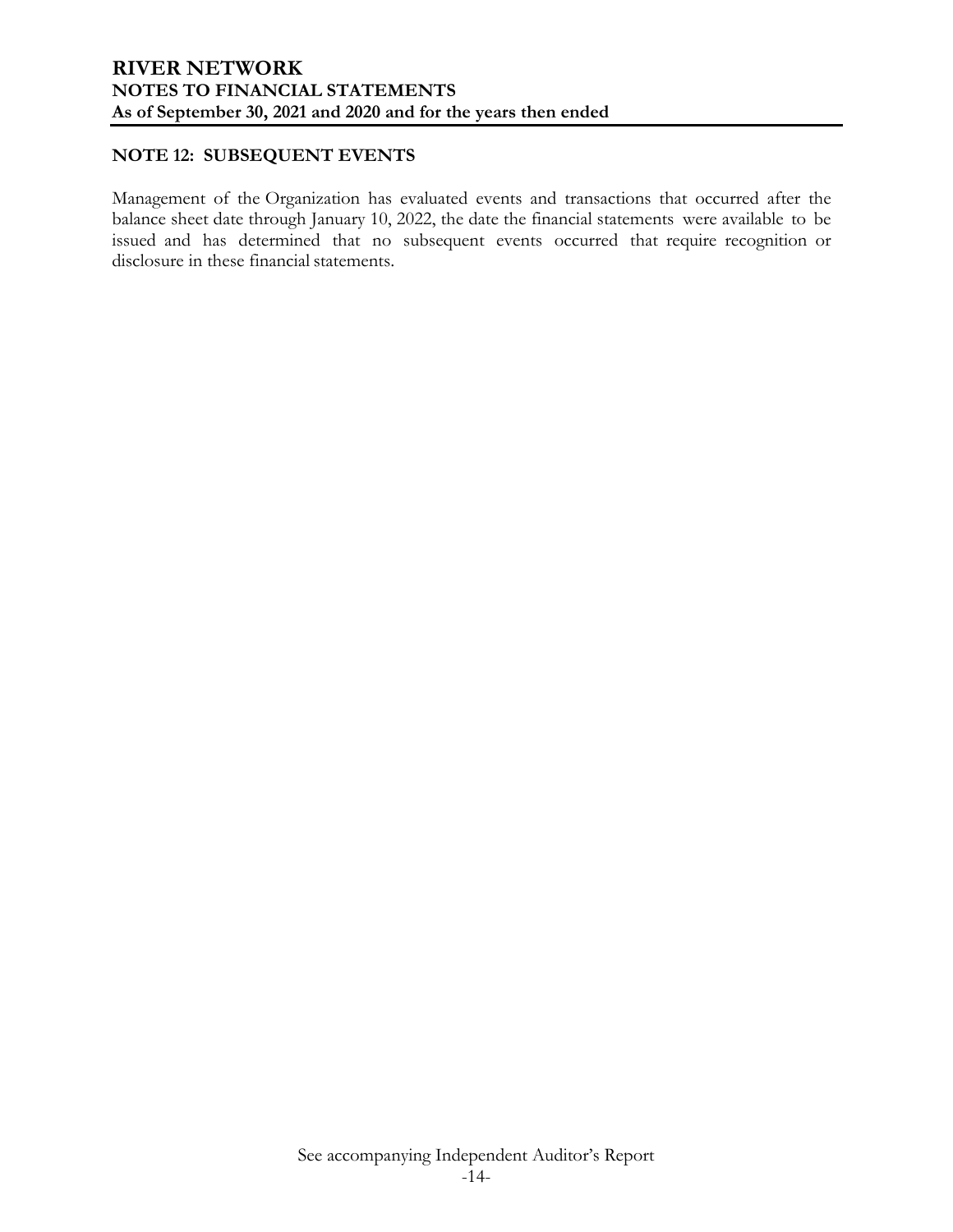## NOTE 12: SUBSEQUENT EVENTS

Management of the Organization has evaluated events and transactions that occurred after the balance sheet date through January 10, 2022, the date the financial statements were available to be issued and has determined that no subsequent events occurred that require recognition or disclosure in these financial statements.

See accompanying Independent Auditor's Report